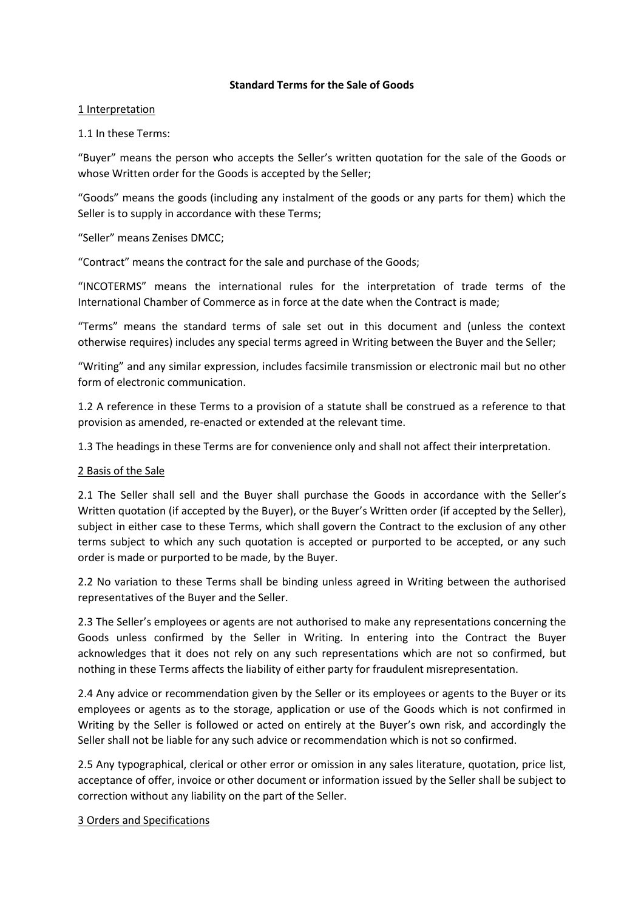# Standard Terms for the Sale of Goods

## 1 Interpretation

1.1 In these Terms:

"Buyer" means the person who accepts the Seller's written quotation for the sale of the Goods or whose Written order for the Goods is accepted by the Seller;

"Goods" means the goods (including any instalment of the goods or any parts for them) which the Seller is to supply in accordance with these Terms;

"Seller" means Zenises DMCC;

"Contract" means the contract for the sale and purchase of the Goods;

"INCOTERMS" means the international rules for the interpretation of trade terms of the International Chamber of Commerce as in force at the date when the Contract is made;

"Terms" means the standard terms of sale set out in this document and (unless the context otherwise requires) includes any special terms agreed in Writing between the Buyer and the Seller;

"Writing" and any similar expression, includes facsimile transmission or electronic mail but no other form of electronic communication.

1.2 A reference in these Terms to a provision of a statute shall be construed as a reference to that provision as amended, re-enacted or extended at the relevant time.

1.3 The headings in these Terms are for convenience only and shall not affect their interpretation.

## 2 Basis of the Sale

2.1 The Seller shall sell and the Buyer shall purchase the Goods in accordance with the Seller's Written quotation (if accepted by the Buyer), or the Buyer's Written order (if accepted by the Seller), subject in either case to these Terms, which shall govern the Contract to the exclusion of any other terms subject to which any such quotation is accepted or purported to be accepted, or any such order is made or purported to be made, by the Buyer.

2.2 No variation to these Terms shall be binding unless agreed in Writing between the authorised representatives of the Buyer and the Seller.

2.3 The Seller's employees or agents are not authorised to make any representations concerning the Goods unless confirmed by the Seller in Writing. In entering into the Contract the Buyer acknowledges that it does not rely on any such representations which are not so confirmed, but nothing in these Terms affects the liability of either party for fraudulent misrepresentation.

2.4 Any advice or recommendation given by the Seller or its employees or agents to the Buyer or its employees or agents as to the storage, application or use of the Goods which is not confirmed in Writing by the Seller is followed or acted on entirely at the Buyer's own risk, and accordingly the Seller shall not be liable for any such advice or recommendation which is not so confirmed.

2.5 Any typographical, clerical or other error or omission in any sales literature, quotation, price list, acceptance of offer, invoice or other document or information issued by the Seller shall be subject to correction without any liability on the part of the Seller.

## 3 Orders and Specifications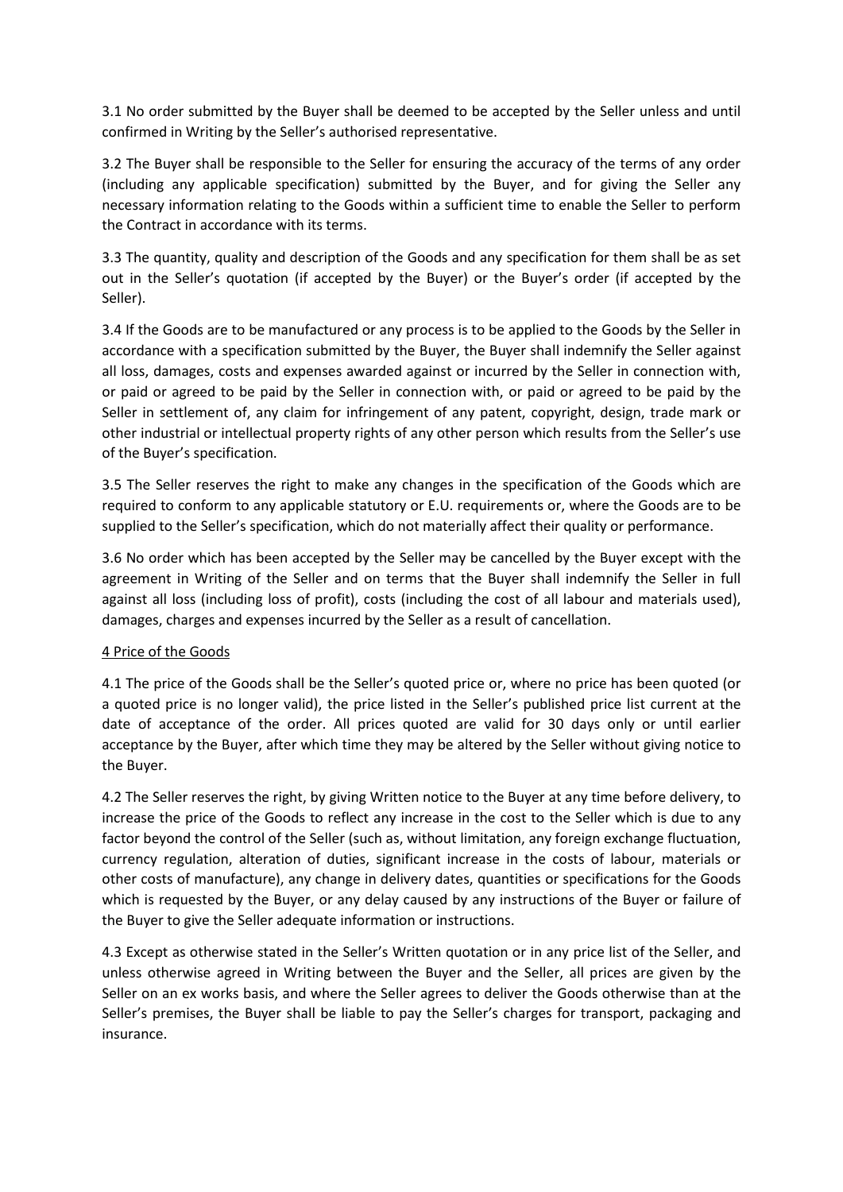3.1 No order submitted by the Buyer shall be deemed to be accepted by the Seller unless and until confirmed in Writing by the Seller's authorised representative.

3.2 The Buyer shall be responsible to the Seller for ensuring the accuracy of the terms of any order (including any applicable specification) submitted by the Buyer, and for giving the Seller any necessary information relating to the Goods within a sufficient time to enable the Seller to perform the Contract in accordance with its terms.

3.3 The quantity, quality and description of the Goods and any specification for them shall be as set out in the Seller's quotation (if accepted by the Buyer) or the Buyer's order (if accepted by the Seller).

3.4 If the Goods are to be manufactured or any process is to be applied to the Goods by the Seller in accordance with a specification submitted by the Buyer, the Buyer shall indemnify the Seller against all loss, damages, costs and expenses awarded against or incurred by the Seller in connection with, or paid or agreed to be paid by the Seller in connection with, or paid or agreed to be paid by the Seller in settlement of, any claim for infringement of any patent, copyright, design, trade mark or other industrial or intellectual property rights of any other person which results from the Seller's use of the Buyer's specification.

3.5 The Seller reserves the right to make any changes in the specification of the Goods which are required to conform to any applicable statutory or E.U. requirements or, where the Goods are to be supplied to the Seller's specification, which do not materially affect their quality or performance.

3.6 No order which has been accepted by the Seller may be cancelled by the Buyer except with the agreement in Writing of the Seller and on terms that the Buyer shall indemnify the Seller in full against all loss (including loss of profit), costs (including the cost of all labour and materials used), damages, charges and expenses incurred by the Seller as a result of cancellation.

## 4 Price of the Goods

4.1 The price of the Goods shall be the Seller's quoted price or, where no price has been quoted (or a quoted price is no longer valid), the price listed in the Seller's published price list current at the date of acceptance of the order. All prices quoted are valid for 30 days only or until earlier acceptance by the Buyer, after which time they may be altered by the Seller without giving notice to the Buyer.

4.2 The Seller reserves the right, by giving Written notice to the Buyer at any time before delivery, to increase the price of the Goods to reflect any increase in the cost to the Seller which is due to any factor beyond the control of the Seller (such as, without limitation, any foreign exchange fluctuation, currency regulation, alteration of duties, significant increase in the costs of labour, materials or other costs of manufacture), any change in delivery dates, quantities or specifications for the Goods which is requested by the Buyer, or any delay caused by any instructions of the Buyer or failure of the Buyer to give the Seller adequate information or instructions.

4.3 Except as otherwise stated in the Seller's Written quotation or in any price list of the Seller, and unless otherwise agreed in Writing between the Buyer and the Seller, all prices are given by the Seller on an ex works basis, and where the Seller agrees to deliver the Goods otherwise than at the Seller's premises, the Buyer shall be liable to pay the Seller's charges for transport, packaging and insurance.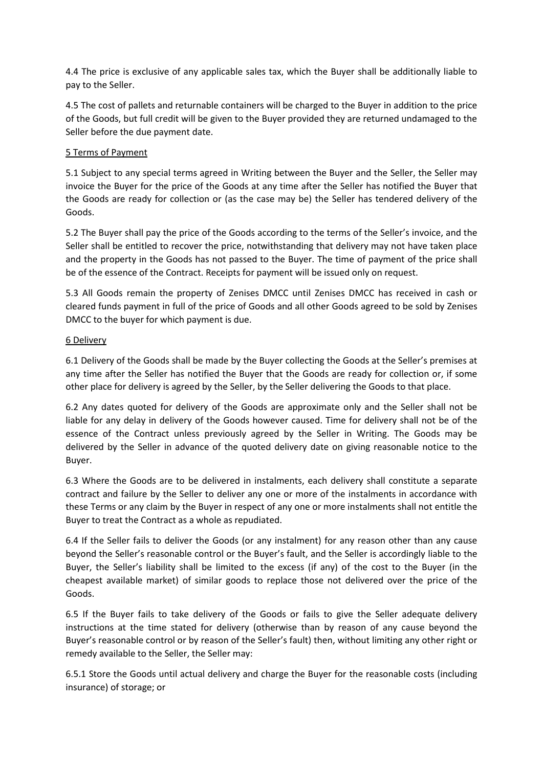4.4 The price is exclusive of any applicable sales tax, which the Buyer shall be additionally liable to pay to the Seller.

4.5 The cost of pallets and returnable containers will be charged to the Buyer in addition to the price of the Goods, but full credit will be given to the Buyer provided they are returned undamaged to the Seller before the due payment date.

## 5 Terms of Payment

5.1 Subject to any special terms agreed in Writing between the Buyer and the Seller, the Seller may invoice the Buyer for the price of the Goods at any time after the Seller has notified the Buyer that the Goods are ready for collection or (as the case may be) the Seller has tendered delivery of the Goods.

5.2 The Buyer shall pay the price of the Goods according to the terms of the Seller's invoice, and the Seller shall be entitled to recover the price, notwithstanding that delivery may not have taken place and the property in the Goods has not passed to the Buyer. The time of payment of the price shall be of the essence of the Contract. Receipts for payment will be issued only on request.

5.3 All Goods remain the property of Zenises DMCC until Zenises DMCC has received in cash or cleared funds payment in full of the price of Goods and all other Goods agreed to be sold by Zenises DMCC to the buyer for which payment is due.

## 6 Delivery

6.1 Delivery of the Goods shall be made by the Buyer collecting the Goods at the Seller's premises at any time after the Seller has notified the Buyer that the Goods are ready for collection or, if some other place for delivery is agreed by the Seller, by the Seller delivering the Goods to that place.

6.2 Any dates quoted for delivery of the Goods are approximate only and the Seller shall not be liable for any delay in delivery of the Goods however caused. Time for delivery shall not be of the essence of the Contract unless previously agreed by the Seller in Writing. The Goods may be delivered by the Seller in advance of the quoted delivery date on giving reasonable notice to the Buyer.

6.3 Where the Goods are to be delivered in instalments, each delivery shall constitute a separate contract and failure by the Seller to deliver any one or more of the instalments in accordance with these Terms or any claim by the Buyer in respect of any one or more instalments shall not entitle the Buyer to treat the Contract as a whole as repudiated.

6.4 If the Seller fails to deliver the Goods (or any instalment) for any reason other than any cause beyond the Seller's reasonable control or the Buyer's fault, and the Seller is accordingly liable to the Buyer, the Seller's liability shall be limited to the excess (if any) of the cost to the Buyer (in the cheapest available market) of similar goods to replace those not delivered over the price of the Goods.

6.5 If the Buyer fails to take delivery of the Goods or fails to give the Seller adequate delivery instructions at the time stated for delivery (otherwise than by reason of any cause beyond the Buyer's reasonable control or by reason of the Seller's fault) then, without limiting any other right or remedy available to the Seller, the Seller may:

6.5.1 Store the Goods until actual delivery and charge the Buyer for the reasonable costs (including insurance) of storage; or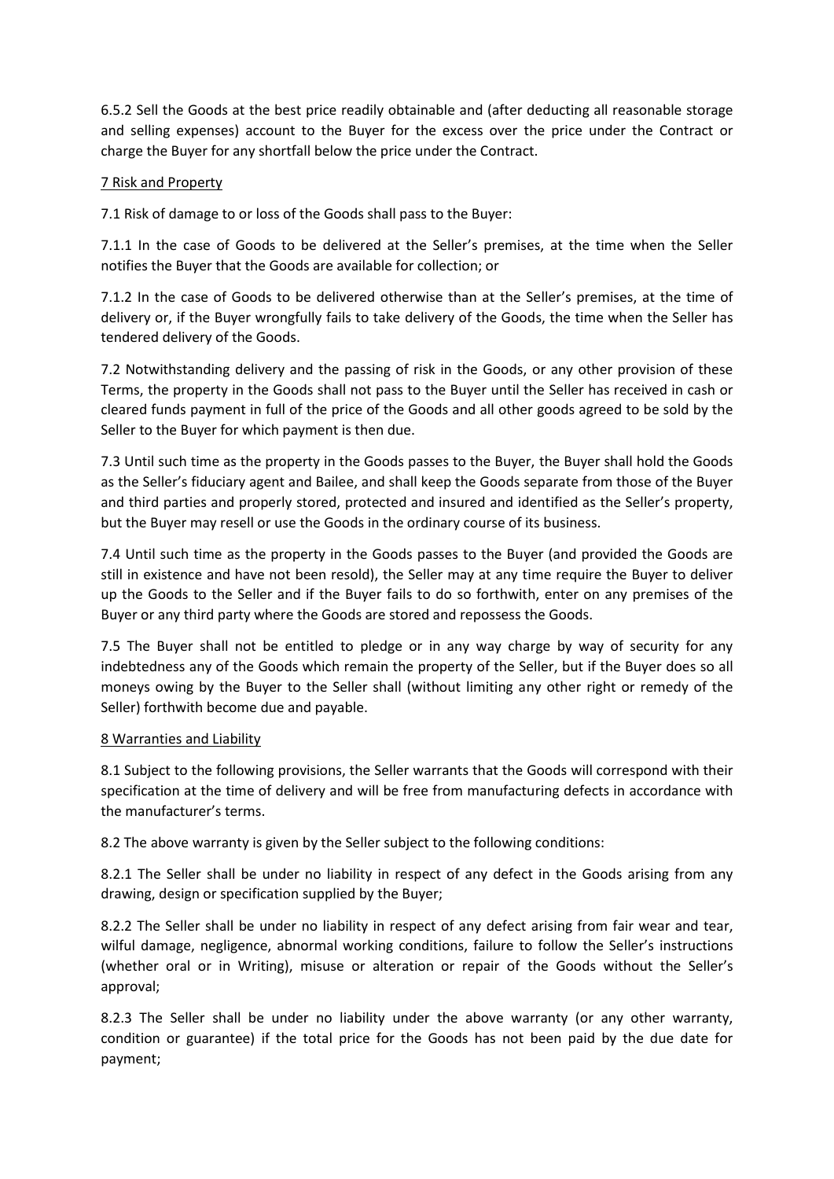6.5.2 Sell the Goods at the best price readily obtainable and (after deducting all reasonable storage and selling expenses) account to the Buyer for the excess over the price under the Contract or charge the Buyer for any shortfall below the price under the Contract.

## 7 Risk and Property

7.1 Risk of damage to or loss of the Goods shall pass to the Buyer:

7.1.1 In the case of Goods to be delivered at the Seller's premises, at the time when the Seller notifies the Buyer that the Goods are available for collection; or

7.1.2 In the case of Goods to be delivered otherwise than at the Seller's premises, at the time of delivery or, if the Buyer wrongfully fails to take delivery of the Goods, the time when the Seller has tendered delivery of the Goods.

7.2 Notwithstanding delivery and the passing of risk in the Goods, or any other provision of these Terms, the property in the Goods shall not pass to the Buyer until the Seller has received in cash or cleared funds payment in full of the price of the Goods and all other goods agreed to be sold by the Seller to the Buyer for which payment is then due.

7.3 Until such time as the property in the Goods passes to the Buyer, the Buyer shall hold the Goods as the Seller's fiduciary agent and Bailee, and shall keep the Goods separate from those of the Buyer and third parties and properly stored, protected and insured and identified as the Seller's property, but the Buyer may resell or use the Goods in the ordinary course of its business.

7.4 Until such time as the property in the Goods passes to the Buyer (and provided the Goods are still in existence and have not been resold), the Seller may at any time require the Buyer to deliver up the Goods to the Seller and if the Buyer fails to do so forthwith, enter on any premises of the Buyer or any third party where the Goods are stored and repossess the Goods.

7.5 The Buyer shall not be entitled to pledge or in any way charge by way of security for any indebtedness any of the Goods which remain the property of the Seller, but if the Buyer does so all moneys owing by the Buyer to the Seller shall (without limiting any other right or remedy of the Seller) forthwith become due and payable.

## 8 Warranties and Liability

8.1 Subject to the following provisions, the Seller warrants that the Goods will correspond with their specification at the time of delivery and will be free from manufacturing defects in accordance with the manufacturer's terms.

8.2 The above warranty is given by the Seller subject to the following conditions:

8.2.1 The Seller shall be under no liability in respect of any defect in the Goods arising from any drawing, design or specification supplied by the Buyer;

8.2.2 The Seller shall be under no liability in respect of any defect arising from fair wear and tear, wilful damage, negligence, abnormal working conditions, failure to follow the Seller's instructions (whether oral or in Writing), misuse or alteration or repair of the Goods without the Seller's approval;

8.2.3 The Seller shall be under no liability under the above warranty (or any other warranty, condition or guarantee) if the total price for the Goods has not been paid by the due date for payment;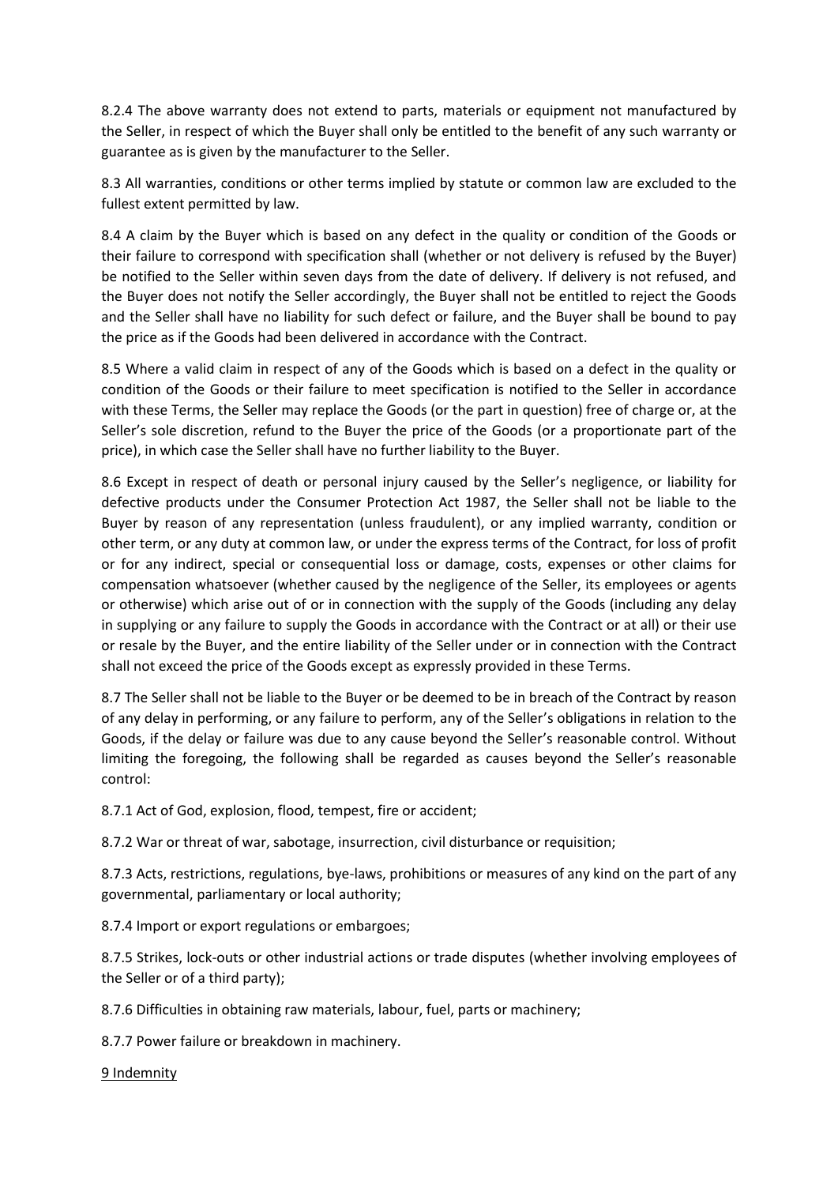8.2.4 The above warranty does not extend to parts, materials or equipment not manufactured by the Seller, in respect of which the Buyer shall only be entitled to the benefit of any such warranty or guarantee as is given by the manufacturer to the Seller.

8.3 All warranties, conditions or other terms implied by statute or common law are excluded to the fullest extent permitted by law.

8.4 A claim by the Buyer which is based on any defect in the quality or condition of the Goods or their failure to correspond with specification shall (whether or not delivery is refused by the Buyer) be notified to the Seller within seven days from the date of delivery. If delivery is not refused, and the Buyer does not notify the Seller accordingly, the Buyer shall not be entitled to reject the Goods and the Seller shall have no liability for such defect or failure, and the Buyer shall be bound to pay the price as if the Goods had been delivered in accordance with the Contract.

8.5 Where a valid claim in respect of any of the Goods which is based on a defect in the quality or condition of the Goods or their failure to meet specification is notified to the Seller in accordance with these Terms, the Seller may replace the Goods (or the part in question) free of charge or, at the Seller's sole discretion, refund to the Buyer the price of the Goods (or a proportionate part of the price), in which case the Seller shall have no further liability to the Buyer.

8.6 Except in respect of death or personal injury caused by the Seller's negligence, or liability for defective products under the Consumer Protection Act 1987, the Seller shall not be liable to the Buyer by reason of any representation (unless fraudulent), or any implied warranty, condition or other term, or any duty at common law, or under the express terms of the Contract, for loss of profit or for any indirect, special or consequential loss or damage, costs, expenses or other claims for compensation whatsoever (whether caused by the negligence of the Seller, its employees or agents or otherwise) which arise out of or in connection with the supply of the Goods (including any delay in supplying or any failure to supply the Goods in accordance with the Contract or at all) or their use or resale by the Buyer, and the entire liability of the Seller under or in connection with the Contract shall not exceed the price of the Goods except as expressly provided in these Terms.

8.7 The Seller shall not be liable to the Buyer or be deemed to be in breach of the Contract by reason of any delay in performing, or any failure to perform, any of the Seller's obligations in relation to the Goods, if the delay or failure was due to any cause beyond the Seller's reasonable control. Without limiting the foregoing, the following shall be regarded as causes beyond the Seller's reasonable control:

8.7.1 Act of God, explosion, flood, tempest, fire or accident;

8.7.2 War or threat of war, sabotage, insurrection, civil disturbance or requisition;

8.7.3 Acts, restrictions, regulations, bye-laws, prohibitions or measures of any kind on the part of any governmental, parliamentary or local authority;

8.7.4 Import or export regulations or embargoes;

8.7.5 Strikes, lock-outs or other industrial actions or trade disputes (whether involving employees of the Seller or of a third party);

8.7.6 Difficulties in obtaining raw materials, labour, fuel, parts or machinery;

8.7.7 Power failure or breakdown in machinery.

## 9 Indemnity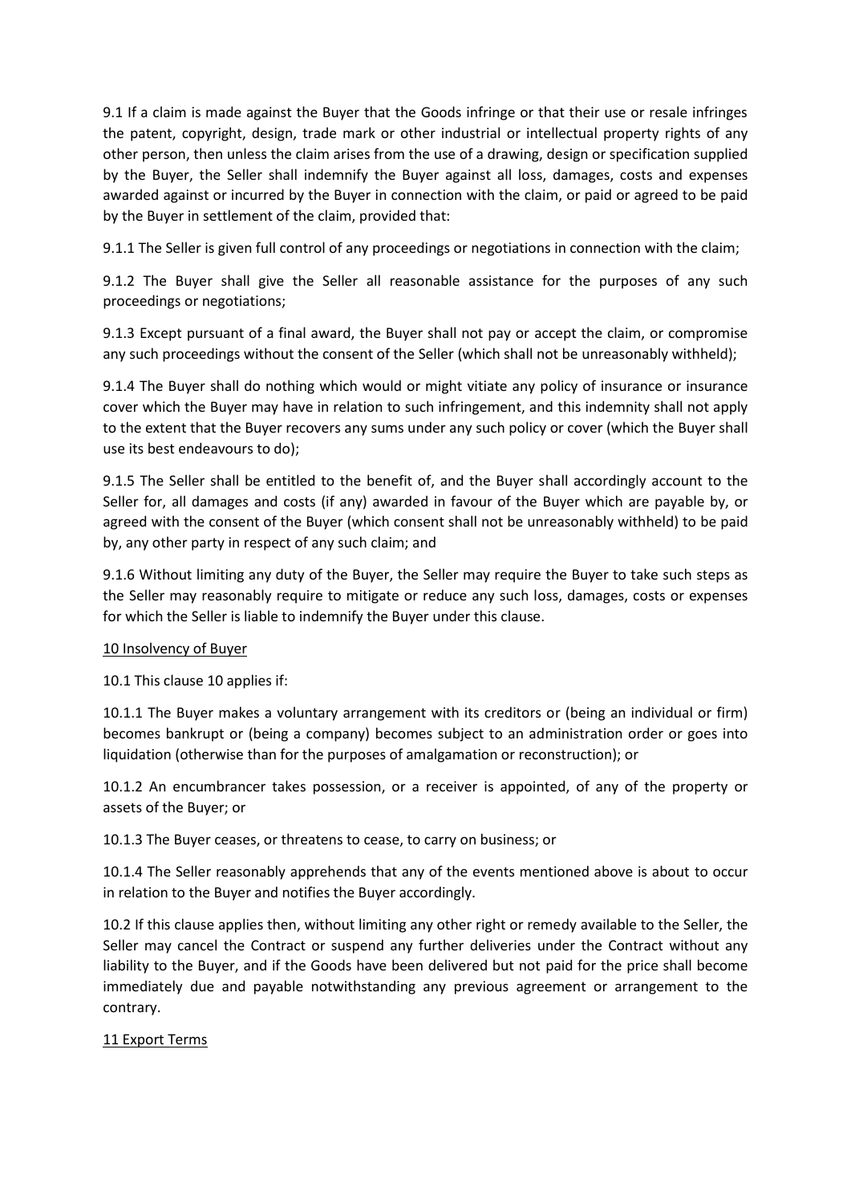9.1 If a claim is made against the Buyer that the Goods infringe or that their use or resale infringes the patent, copyright, design, trade mark or other industrial or intellectual property rights of any other person, then unless the claim arises from the use of a drawing, design or specification supplied by the Buyer, the Seller shall indemnify the Buyer against all loss, damages, costs and expenses awarded against or incurred by the Buyer in connection with the claim, or paid or agreed to be paid by the Buyer in settlement of the claim, provided that:

9.1.1 The Seller is given full control of any proceedings or negotiations in connection with the claim;

9.1.2 The Buyer shall give the Seller all reasonable assistance for the purposes of any such proceedings or negotiations;

9.1.3 Except pursuant of a final award, the Buyer shall not pay or accept the claim, or compromise any such proceedings without the consent of the Seller (which shall not be unreasonably withheld);

9.1.4 The Buyer shall do nothing which would or might vitiate any policy of insurance or insurance cover which the Buyer may have in relation to such infringement, and this indemnity shall not apply to the extent that the Buyer recovers any sums under any such policy or cover (which the Buyer shall use its best endeavours to do);

9.1.5 The Seller shall be entitled to the benefit of, and the Buyer shall accordingly account to the Seller for, all damages and costs (if any) awarded in favour of the Buyer which are payable by, or agreed with the consent of the Buyer (which consent shall not be unreasonably withheld) to be paid by, any other party in respect of any such claim; and

9.1.6 Without limiting any duty of the Buyer, the Seller may require the Buyer to take such steps as the Seller may reasonably require to mitigate or reduce any such loss, damages, costs or expenses for which the Seller is liable to indemnify the Buyer under this clause.

## 10 Insolvency of Buyer

10.1 This clause 10 applies if:

10.1.1 The Buyer makes a voluntary arrangement with its creditors or (being an individual or firm) becomes bankrupt or (being a company) becomes subject to an administration order or goes into liquidation (otherwise than for the purposes of amalgamation or reconstruction); or

10.1.2 An encumbrancer takes possession, or a receiver is appointed, of any of the property or assets of the Buyer; or

10.1.3 The Buyer ceases, or threatens to cease, to carry on business; or

10.1.4 The Seller reasonably apprehends that any of the events mentioned above is about to occur in relation to the Buyer and notifies the Buyer accordingly.

10.2 If this clause applies then, without limiting any other right or remedy available to the Seller, the Seller may cancel the Contract or suspend any further deliveries under the Contract without any liability to the Buyer, and if the Goods have been delivered but not paid for the price shall become immediately due and payable notwithstanding any previous agreement or arrangement to the contrary.

## 11 Export Terms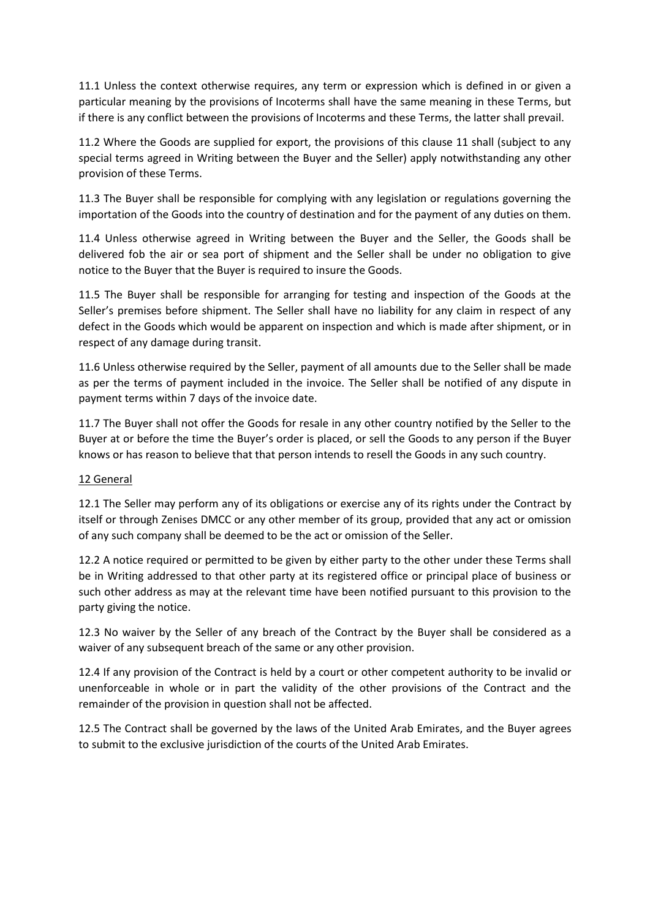11.1 Unless the context otherwise requires, any term or expression which is defined in or given a particular meaning by the provisions of Incoterms shall have the same meaning in these Terms, but if there is any conflict between the provisions of Incoterms and these Terms, the latter shall prevail.

11.2 Where the Goods are supplied for export, the provisions of this clause 11 shall (subject to any special terms agreed in Writing between the Buyer and the Seller) apply notwithstanding any other provision of these Terms.

11.3 The Buyer shall be responsible for complying with any legislation or regulations governing the importation of the Goods into the country of destination and for the payment of any duties on them.

11.4 Unless otherwise agreed in Writing between the Buyer and the Seller, the Goods shall be delivered fob the air or sea port of shipment and the Seller shall be under no obligation to give notice to the Buyer that the Buyer is required to insure the Goods.

11.5 The Buyer shall be responsible for arranging for testing and inspection of the Goods at the Seller's premises before shipment. The Seller shall have no liability for any claim in respect of any defect in the Goods which would be apparent on inspection and which is made after shipment, or in respect of any damage during transit.

11.6 Unless otherwise required by the Seller, payment of all amounts due to the Seller shall be made as per the terms of payment included in the invoice. The Seller shall be notified of any dispute in payment terms within 7 days of the invoice date.

11.7 The Buyer shall not offer the Goods for resale in any other country notified by the Seller to the Buyer at or before the time the Buyer's order is placed, or sell the Goods to any person if the Buyer knows or has reason to believe that that person intends to resell the Goods in any such country.

## 12 General

12.1 The Seller may perform any of its obligations or exercise any of its rights under the Contract by itself or through Zenises DMCC or any other member of its group, provided that any act or omission of any such company shall be deemed to be the act or omission of the Seller.

12.2 A notice required or permitted to be given by either party to the other under these Terms shall be in Writing addressed to that other party at its registered office or principal place of business or such other address as may at the relevant time have been notified pursuant to this provision to the party giving the notice.

12.3 No waiver by the Seller of any breach of the Contract by the Buyer shall be considered as a waiver of any subsequent breach of the same or any other provision.

12.4 If any provision of the Contract is held by a court or other competent authority to be invalid or unenforceable in whole or in part the validity of the other provisions of the Contract and the remainder of the provision in question shall not be affected.

12.5 The Contract shall be governed by the laws of the United Arab Emirates, and the Buyer agrees to submit to the exclusive jurisdiction of the courts of the United Arab Emirates.